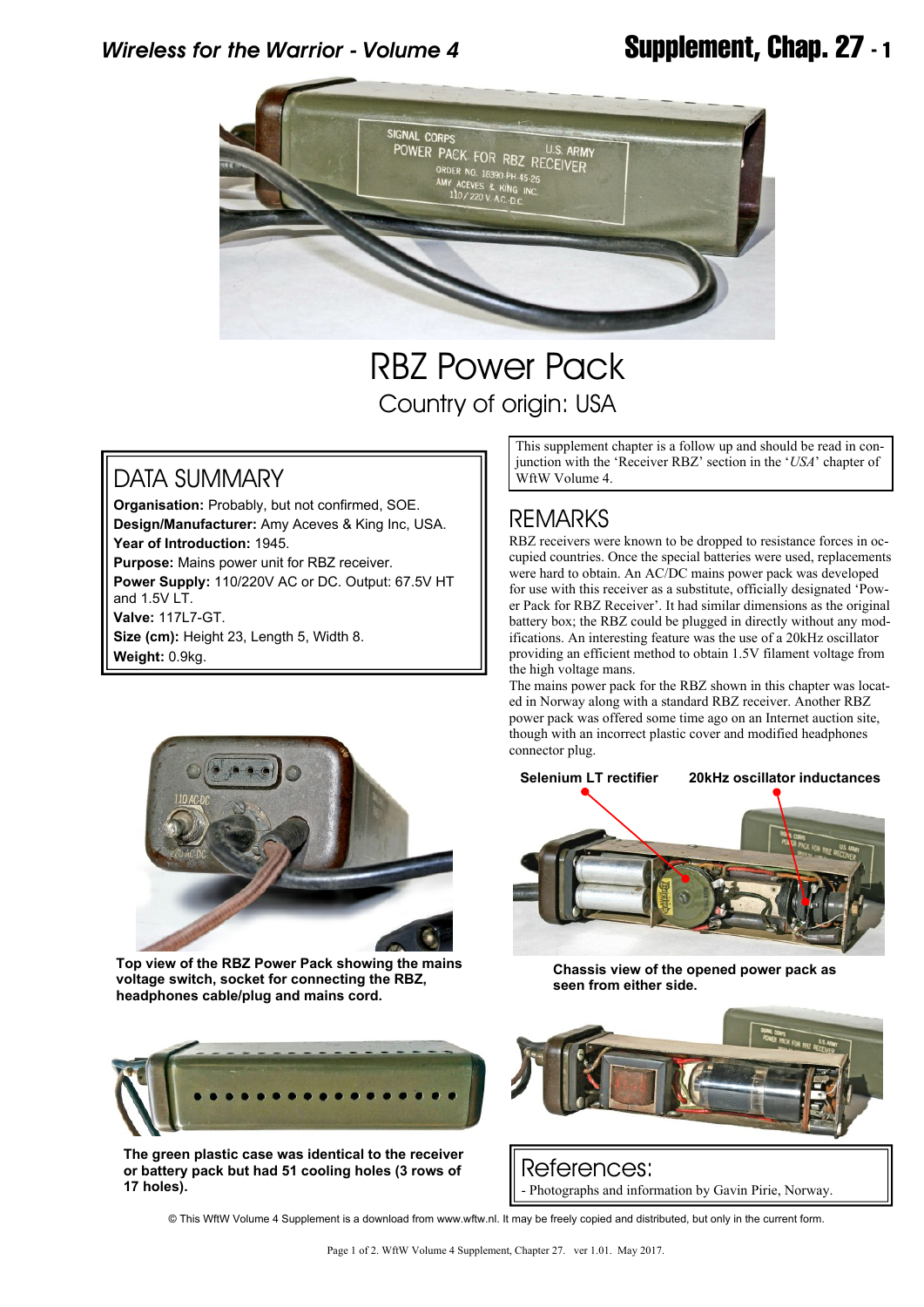# RBZ Power Pack

Country of origin: USA

## DATA SUMMARY

**Organisation:** Probably, but not confirmed, SOE.
**Design/Manufacturer:** Amy Aceves & King Inc, USA.
**Year of Introduction:** 1945.
**Purpose:** Mains power unit for RBZ receiver.
**Power Supply:** 110/220V AC or DC. Output: 67.5V HT and 1.5V LT.
**Valve:** 117L7-GT.
**Size (cm):** Height 23, Length 5, Width 8.
**Weight:** 0.9kg.

This supplement chapter is a follow up and should be read in conjunction with the 'Receiver RBZ' section in the '*USA*' chapter of WftW Volume 4.

## REMARKS

RBZ receivers were known to be dropped to resistance forces in occupied countries. Once the special batteries were used, replacements were hard to obtain. An AC/DC mains power pack was developed for use with this receiver as a substitute, officially designated 'Power Pack for RBZ Receiver'. It had similar dimensions as the original battery box; the RBZ could be plugged in directly without any modifications. An interesting feature was the use of a 20kHz oscillator providing an efficient method to obtain 1.5V filament voltage from the high voltage mans.

The mains power pack for the RBZ shown in this chapter was located in Norway along with a standard RBZ receiver. Another RBZ power pack was offered some time ago on an Internet auction site, though with an incorrect plastic cover and modified headphones connector plug.

**Top view of the RBZ Power Pack showing the mains voltage switch, socket for connecting the RBZ, headphones cable/plug and mains cord.**

**The green plastic case was identical to the receiver or battery pack but had 51 cooling holes (3 rows of 17 holes).**

**Selenium LT rectifier** **20kHz oscillator inductances**

**Chassis view of the opened power pack as seen from either side.**

## References:

- Photographs and information by Gavin Pirie, Norway.

© This WftW Volume 4 Supplement is a download from www.wftw.nl. It may be freely copied and distributed, but only in the current form.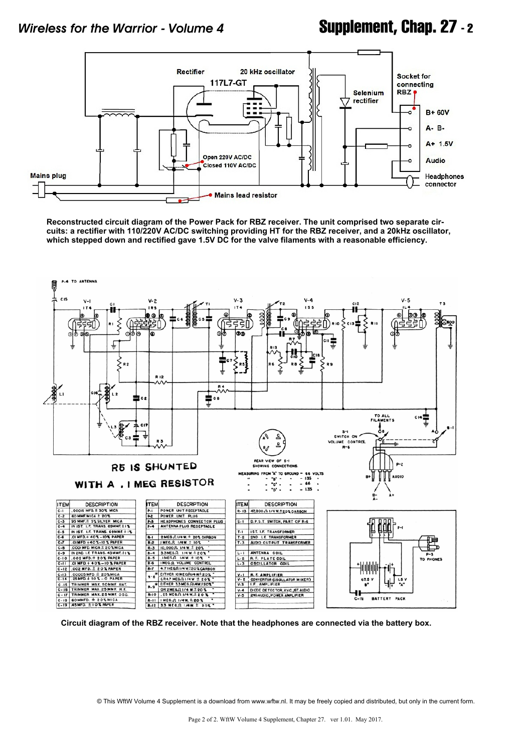Reconstructed circuit diagram of the Power Pack for RBZ receiver. The unit comprised two separate circuits: a rectifier with 110/220V AC/DC switching providing HT for the RBZ receiver, and a 20kHz oscillator, which stepped down and rectified gave 1.5V DC for the valve filaments with a reasonable efficiency.

Circuit diagram of the RBZ receiver. Note that the headphones are connected via the battery box.

© This WftW Volume 4 Supplement is a download from www.wftw.nl. It may be freely copied and distributed, but only in the current form.